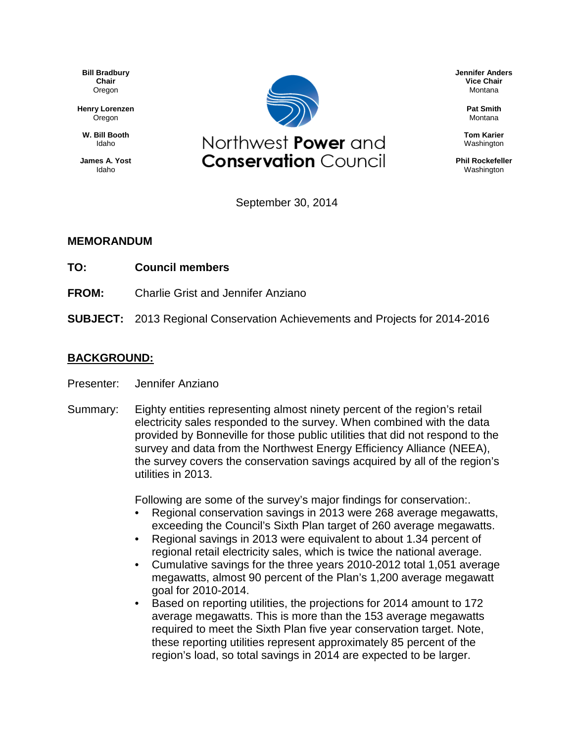**Bill Bradbury**
**Chair**
Oregon

**Henry Lorenzen**
Oregon

**W. Bill Booth**
Idaho

**James A. Yost**
Idaho

Northwest **Power** and **Conservation** Council

**Jennifer Anders**
**Vice Chair**
Montana

**Pat Smith**
Montana

**Tom Karier**
Washington

**Phil Rockefeller**
Washington

September 30, 2014

**MEMORANDUM**

**TO:** **Council members**

**FROM:** Charlie Grist and Jennifer Anziano

**SUBJECT:** 2013 Regional Conservation Achievements and Projects for 2014-2016

## BACKGROUND:

Presenter: Jennifer Anziano

Summary: Eighty entities representing almost ninety percent of the region's retail electricity sales responded to the survey. When combined with the data provided by Bonneville for those public utilities that did not respond to the survey and data from the Northwest Energy Efficiency Alliance (NEEA), the survey covers the conservation savings acquired by all of the region's utilities in 2013.

Following are some of the survey's major findings for conservation:.

- Regional conservation savings in 2013 were 268 average megawatts, exceeding the Council's Sixth Plan target of 260 average megawatts.
- Regional savings in 2013 were equivalent to about 1.34 percent of regional retail electricity sales, which is twice the national average.
- Cumulative savings for the three years 2010-2012 total 1,051 average megawatts, almost 90 percent of the Plan's 1,200 average megawatt goal for 2010-2014.
- Based on reporting utilities, the projections for 2014 amount to 172 average megawatts. This is more than the 153 average megawatts required to meet the Sixth Plan five year conservation target. Note, these reporting utilities represent approximately 85 percent of the region's load, so total savings in 2014 are expected to be larger.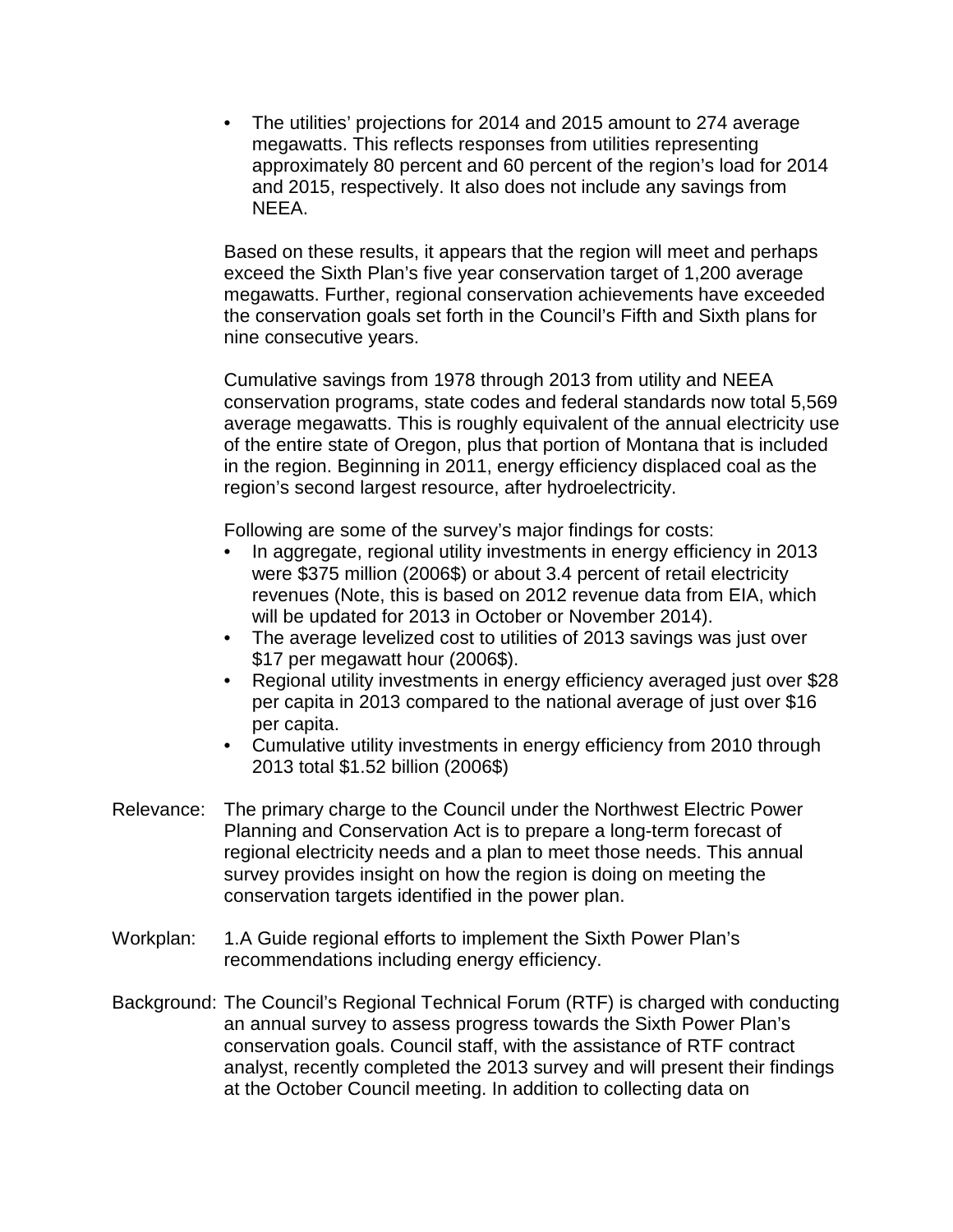- The utilities' projections for 2014 and 2015 amount to 274 average megawatts. This reflects responses from utilities representing approximately 80 percent and 60 percent of the region's load for 2014 and 2015, respectively. It also does not include any savings from NEEA.

Based on these results, it appears that the region will meet and perhaps exceed the Sixth Plan's five year conservation target of 1,200 average megawatts. Further, regional conservation achievements have exceeded the conservation goals set forth in the Council's Fifth and Sixth plans for nine consecutive years.

Cumulative savings from 1978 through 2013 from utility and NEEA conservation programs, state codes and federal standards now total 5,569 average megawatts. This is roughly equivalent of the annual electricity use of the entire state of Oregon, plus that portion of Montana that is included in the region. Beginning in 2011, energy efficiency displaced coal as the region's second largest resource, after hydroelectricity.

Following are some of the survey's major findings for costs:

- In aggregate, regional utility investments in energy efficiency in 2013 were $375 million (2006$) or about 3.4 percent of retail electricity revenues (Note, this is based on 2012 revenue data from EIA, which will be updated for 2013 in October or November 2014).
- The average levelized cost to utilities of 2013 savings was just over $17 per megawatt hour (2006$).
- Regional utility investments in energy efficiency averaged just over $28 per capita in 2013 compared to the national average of just over $16 per capita.
- Cumulative utility investments in energy efficiency from 2010 through 2013 total $1.52 billion (2006$)

Relevance: The primary charge to the Council under the Northwest Electric Power Planning and Conservation Act is to prepare a long-term forecast of regional electricity needs and a plan to meet those needs. This annual survey provides insight on how the region is doing on meeting the conservation targets identified in the power plan.

Workplan: 1.A Guide regional efforts to implement the Sixth Power Plan's recommendations including energy efficiency.

Background: The Council's Regional Technical Forum (RTF) is charged with conducting an annual survey to assess progress towards the Sixth Power Plan's conservation goals. Council staff, with the assistance of RTF contract analyst, recently completed the 2013 survey and will present their findings at the October Council meeting. In addition to collecting data on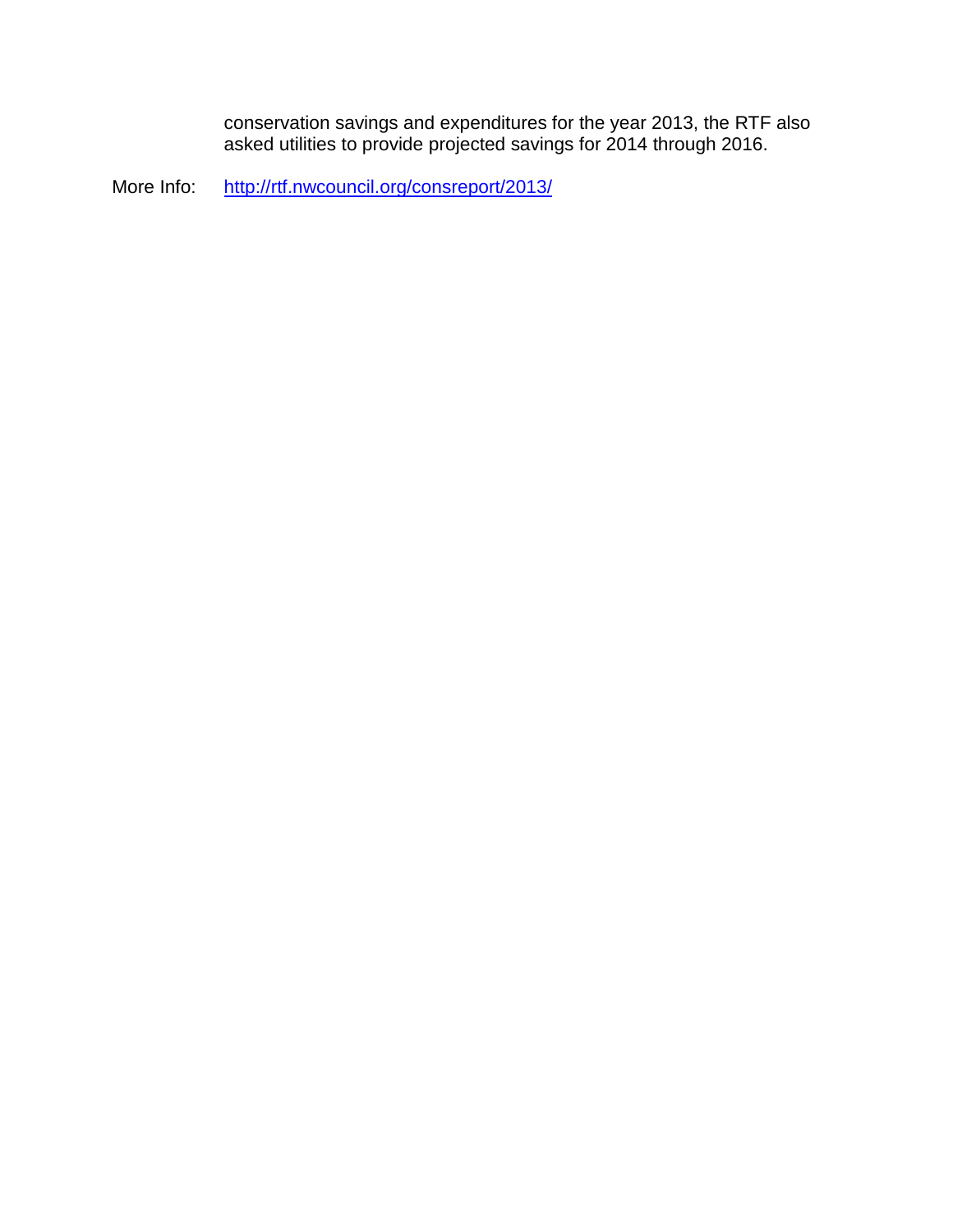conservation savings and expenditures for the year 2013, the RTF also asked utilities to provide projected savings for 2014 through 2016.

More Info: http://rtf.nwcouncil.org/consreport/2013/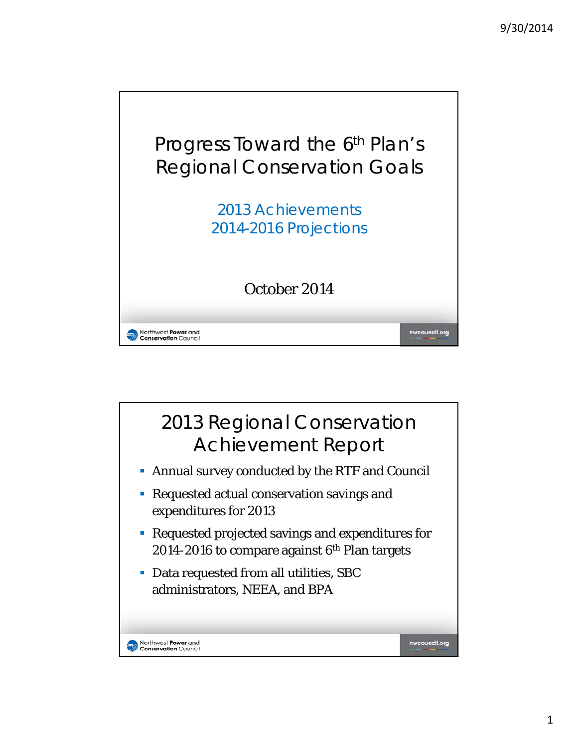# Progress Toward the 6th Plan's Regional Conservation Goals

2013 Achievements
2014-2016 Projections

October 2014

---

## 2013 Regional Conservation Achievement Report

- Annual survey conducted by the RTF and Council
- Requested actual conservation savings and expenditures for 2013
- Requested projected savings and expenditures for 2014-2016 to compare against 6th Plan targets
- Data requested from all utilities, SBC administrators, NEEA, and BPA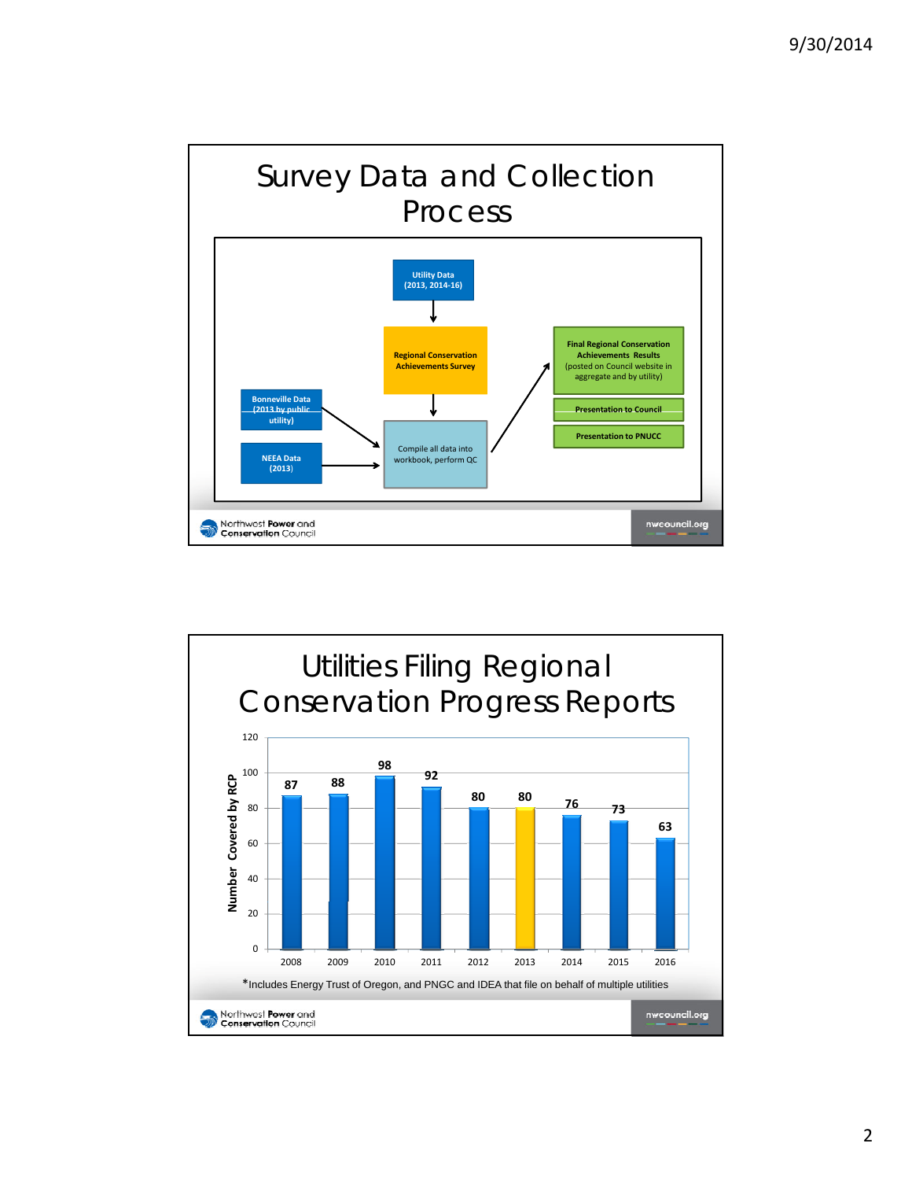## Survey Data and Collection Process

- Utility Data (2013, 2014-16) → Regional Conservation Achievements Survey → Compile all data into workbook, perform QC
- Bonneville Data (2013 by public utility) → Compile all data into workbook, perform QC
- NEEA Data (2013) → Compile all data into workbook, perform QC
- Compile all data into workbook, perform QC → Final Regional Conservation Achievements Results (posted on Council website in aggregate and by utility)
  - Presentation to Council
  - Presentation to PNUCC

Northwest Power and Conservation Council | nwcouncil.org

## Utilities Filing Regional Conservation Progress Reports

Number Covered by RCP

| Year | Number Covered by RCP |
|---|---|
| 2008 | 87 |
| 2009 | 88 |
| 2010 | 98 |
| 2011 | 92 |
| 2012 | 80 |
| 2013 | 80 |
| 2014 | 76 |
| 2015 | 73 |
| 2016 | 63 |

*Includes Energy Trust of Oregon, and PNGC and IDEA that file on behalf of multiple utilities

Northwest Power and Conservation Council | nwcouncil.org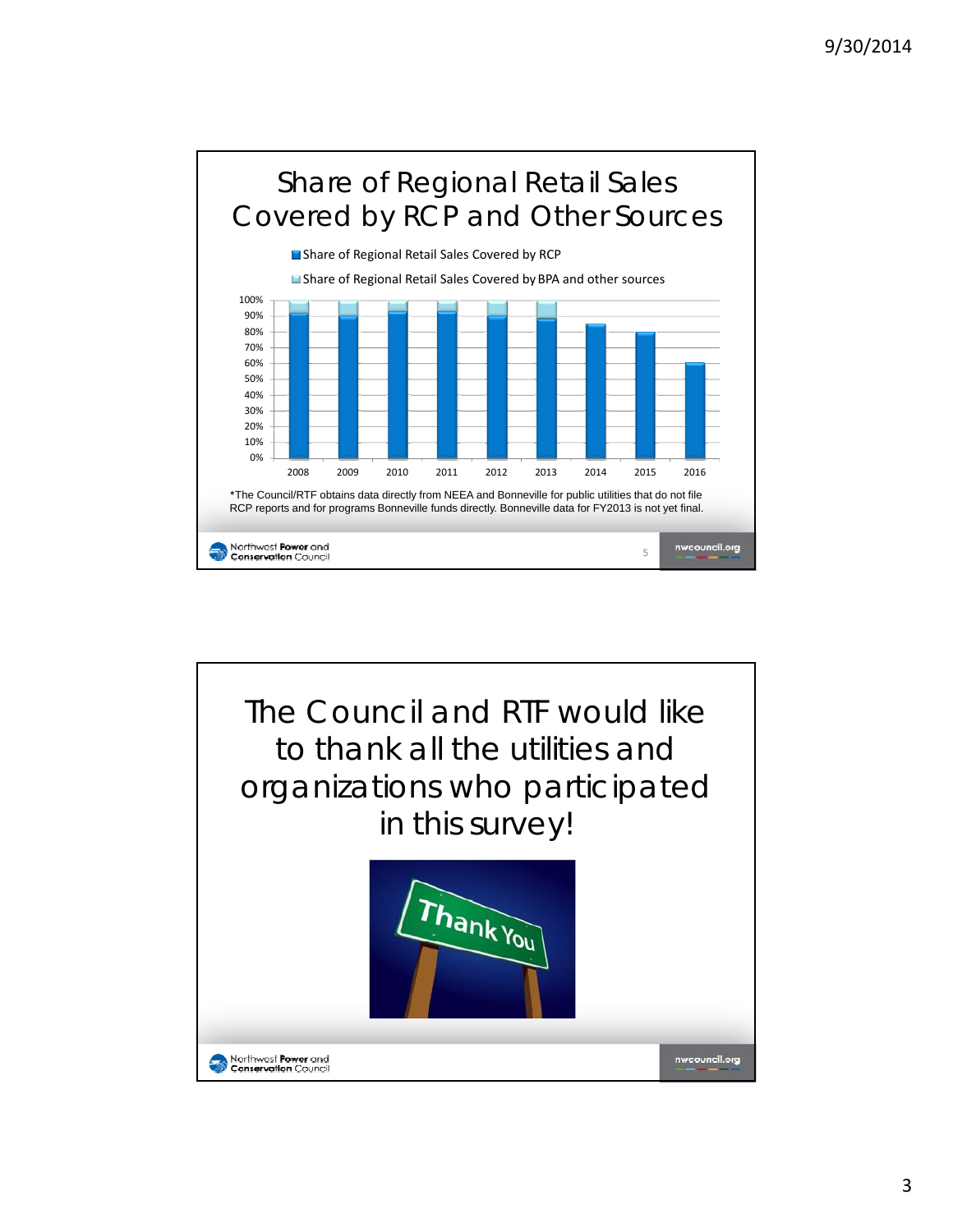# Share of Regional Retail Sales Covered by RCP and Other Sources

- Share of Regional Retail Sales Covered by RCP
- Share of Regional Retail Sales Covered by BPA and other sources

*The Council/RTF obtains data directly from NEEA and Bonneville for public utilities that do not file RCP reports and for programs Bonneville funds directly. Bonneville data for FY2013 is not yet final.

# The Council and RTF would like to thank all the utilities and organizations who participated in this survey!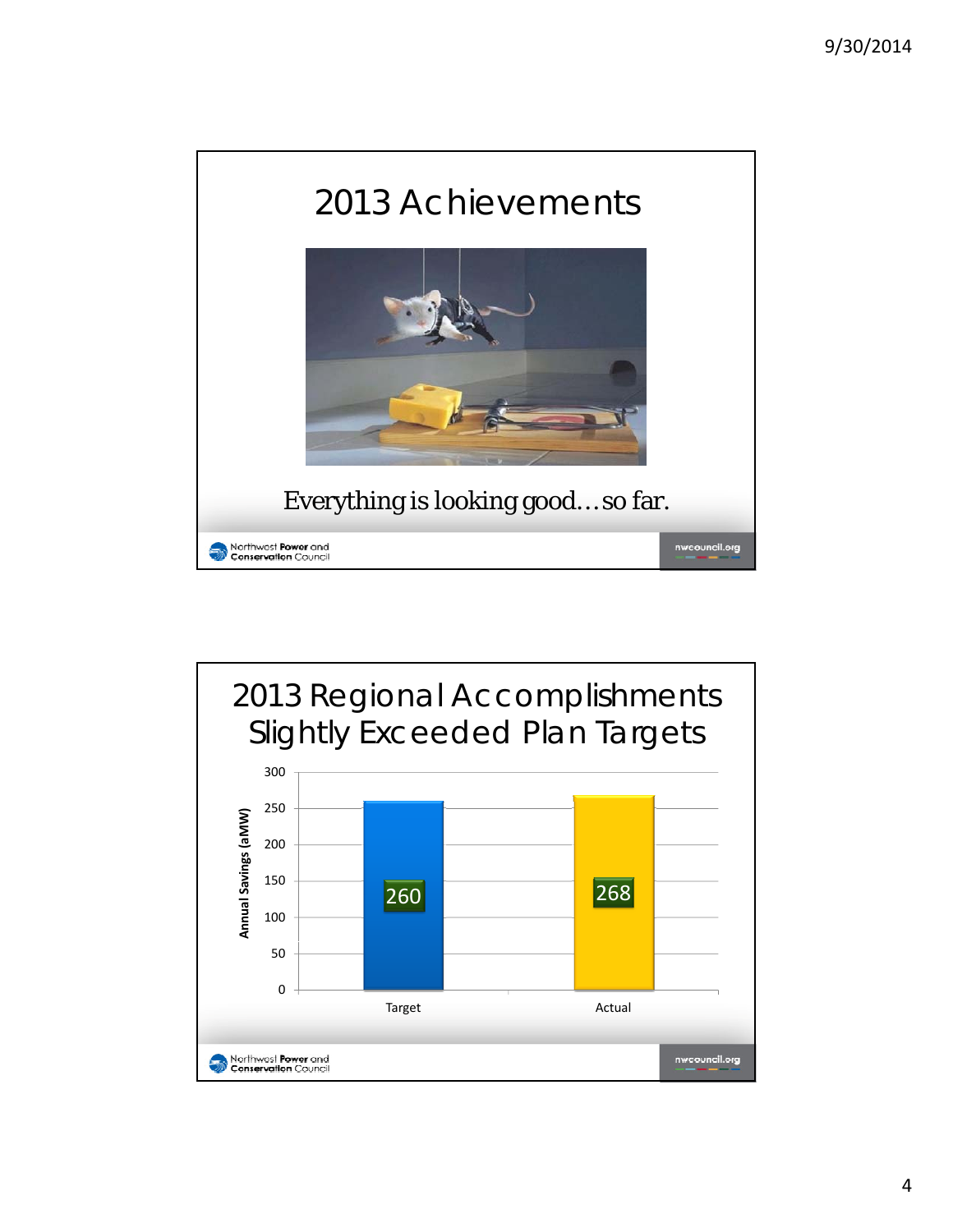# 2013 Achievements

Everything is looking good…so far.

# 2013 Regional Accomplishments Slightly Exceeded Plan Targets

| | Annual Savings (aMW) |
|---|---|
| Target | 260 |
| Actual | 268 |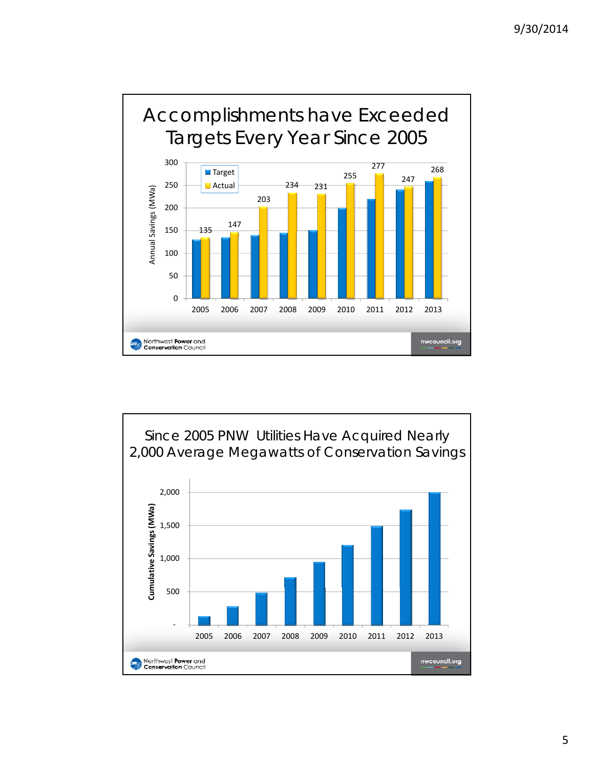# Accomplishments have Exceeded Targets Every Year Since 2005

| Year | Target | Actual |
|---|---|---|
| 2005 | | 135 |
| 2006 | | 147 |
| 2007 | | 203 |
| 2008 | | 234 |
| 2009 | | 231 |
| 2010 | | 255 |
| 2011 | | 277 |
| 2012 | | 247 |
| 2013 | | 268 |

Annual Savings (MWa)

Northwest Power and Conservation Council

nwcouncil.org

# Since 2005 PNW Utilities Have Acquired Nearly 2,000 Average Megawatts of Conservation Savings

Cumulative Savings (MWa)

2005 2006 2007 2008 2009 2010 2011 2012 2013

Northwest Power and Conservation Council

nwcouncil.org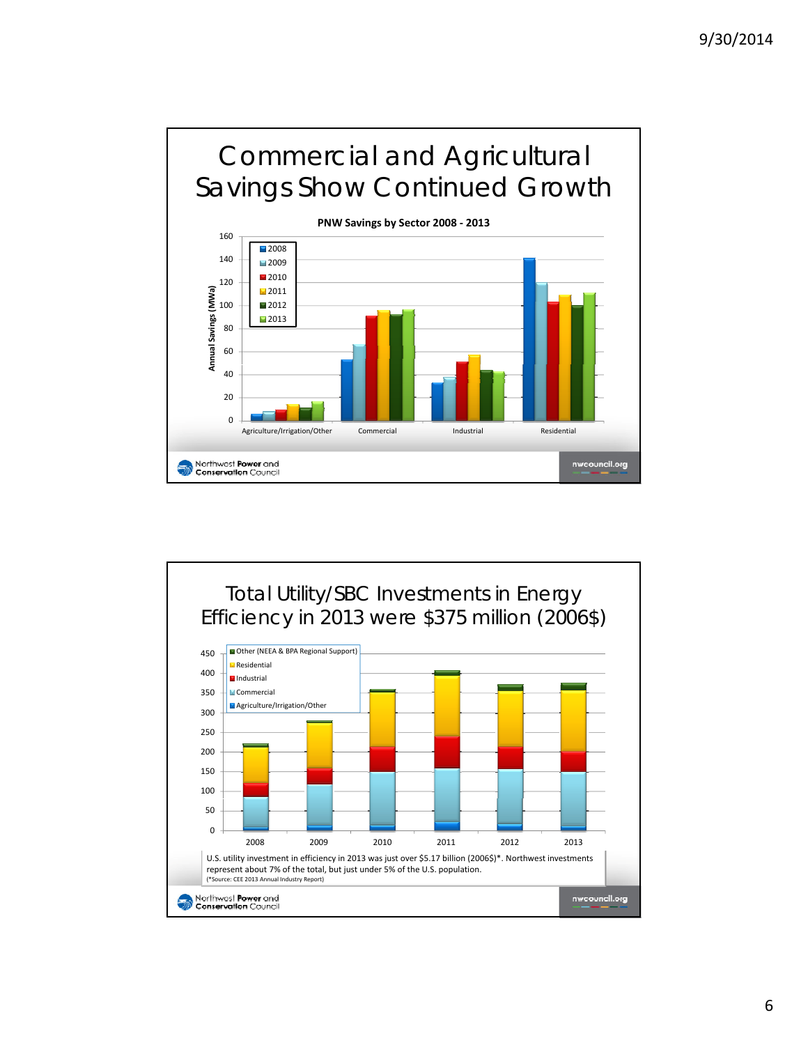# Commercial and Agricultural Savings Show Continued Growth

**PNW Savings by Sector 2008 - 2013**

Annual Savings (MWa)

Legend: 2008, 2009, 2010, 2011, 2012, 2013

Categories: Agriculture/Irrigation/Other, Commercial, Industrial, Residential

Northwest Power and Conservation Council — nwcouncil.org

# Total Utility/SBC Investments in Energy Efficiency in 2013 were $375 million (2006$)

Legend: Other (NEEA & BPA Regional Support), Residential, Industrial, Commercial, Agriculture/Irrigation/Other

Years: 2008, 2009, 2010, 2011, 2012, 2013

U.S. utility investment in efficiency in 2013 was just over $5.17 billion (2006$)*. Northwest investments represent about 7% of the total, but just under 5% of the U.S. population.
(*Source: CEE 2013 Annual Industry Report)

Northwest Power and Conservation Council — nwcouncil.org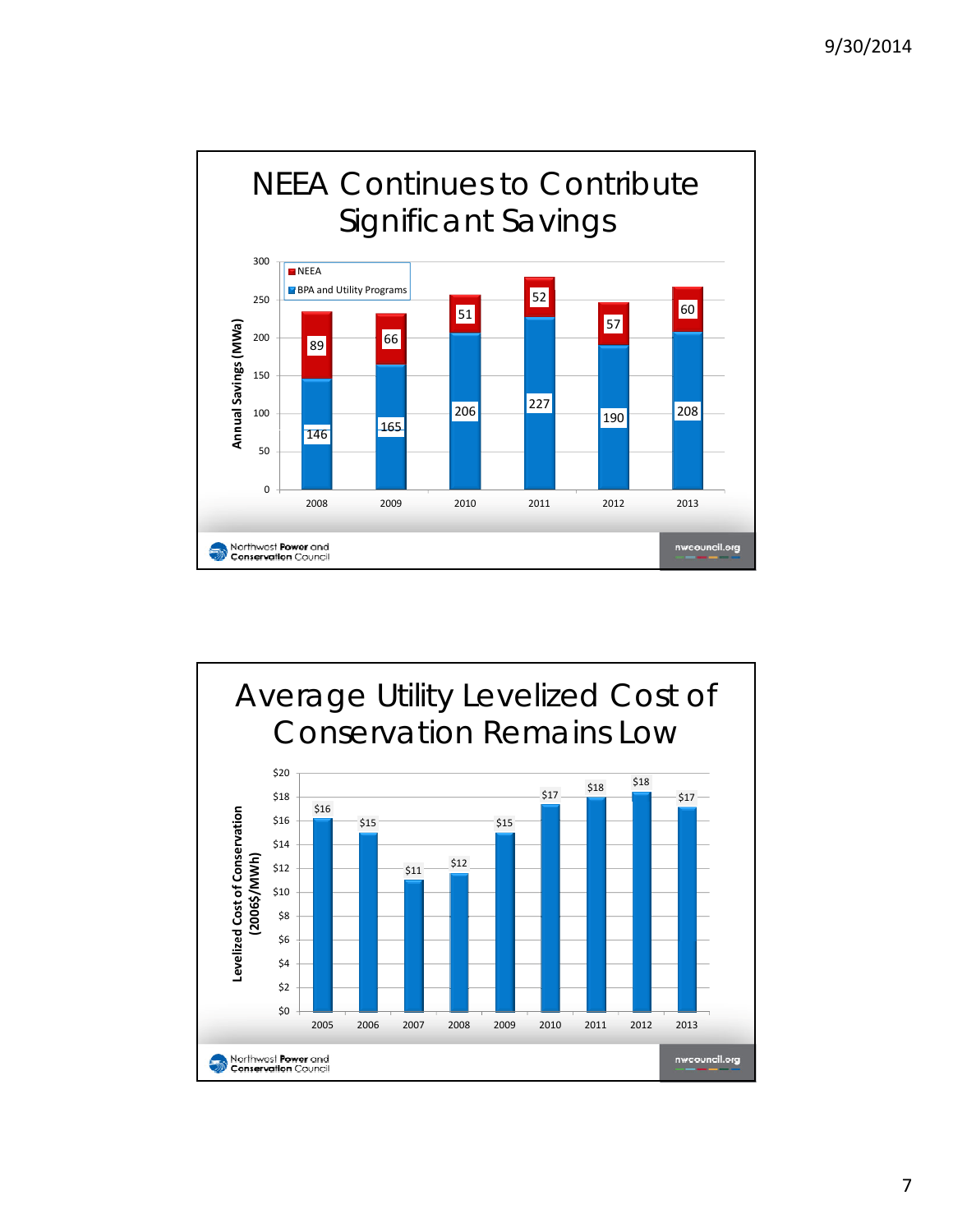# NEEA Continues to Contribute Significant Savings

Annual Savings (MWa)

| Year | BPA and Utility Programs | NEEA |
|---|---|---|
| 2008 | 146 | 89 |
| 2009 | 165 | 66 |
| 2010 | 206 | 51 |
| 2011 | 227 | 52 |
| 2012 | 190 | 57 |
| 2013 | 208 | 60 |

Northwest Power and Conservation Council — nwcouncil.org

# Average Utility Levelized Cost of Conservation Remains Low

Levelized Cost of Conservation (2006$/MWh)

| Year | Cost |
|---|---|
| 2005 | $16 |
| 2006 | $15 |
| 2007 | $11 |
| 2008 | $12 |
| 2009 | $15 |
| 2010 | $17 |
| 2011 | $18 |
| 2012 | $18 |
| 2013 | $17 |

Northwest Power and Conservation Council — nwcouncil.org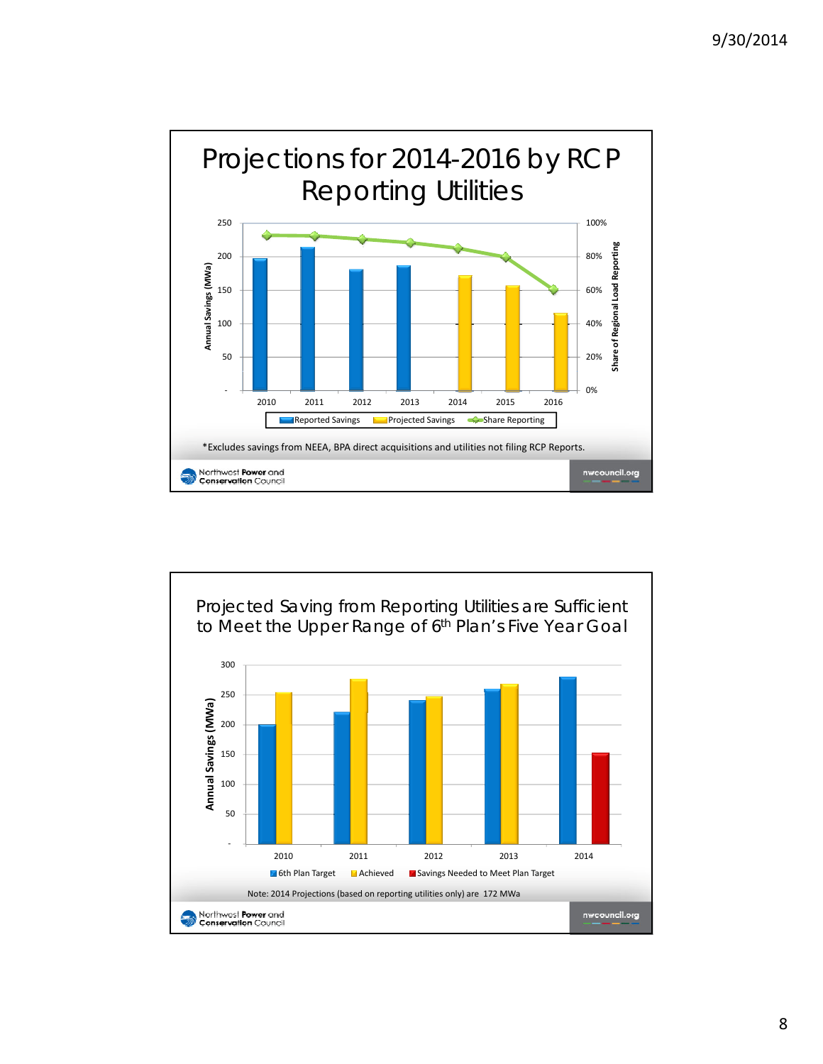## Projections for 2014-2016 by RCP Reporting Utilities

| Year | Reported Savings (MWa) | Projected Savings (MWa) | Share Reporting |
|---|---|---|---|
| 2010 | ~197 | | ~93% |
| 2011 | ~214 | | ~93% |
| 2012 | ~181 | | ~90% |
| 2013 | ~186 | | ~88% |
| 2014 | | ~172 | ~85% |
| 2015 | | ~157 | ~80% |
| 2016 | | ~116 | ~60% |

*Excludes savings from NEEA, BPA direct acquisitions and utilities not filing RCP Reports.

Northwest Power and Conservation Council — nwcouncil.org

## Projected Saving from Reporting Utilities are Sufficient to Meet the Upper Range of 6th Plan's Five Year Goal

| Year | 6th Plan Target (MWa) | Achieved (MWa) | Savings Needed to Meet Plan Target (MWa) |
|---|---|---|---|
| 2010 | ~200 | ~254 | |
| 2011 | ~220 | ~277 | |
| 2012 | ~240 | ~247 | |
| 2013 | ~260 | ~268 | |
| 2014 | ~280 | | ~152 |

Note: 2014 Projections (based on reporting utilities only) are 172 MWa

Northwest Power and Conservation Council — nwcouncil.org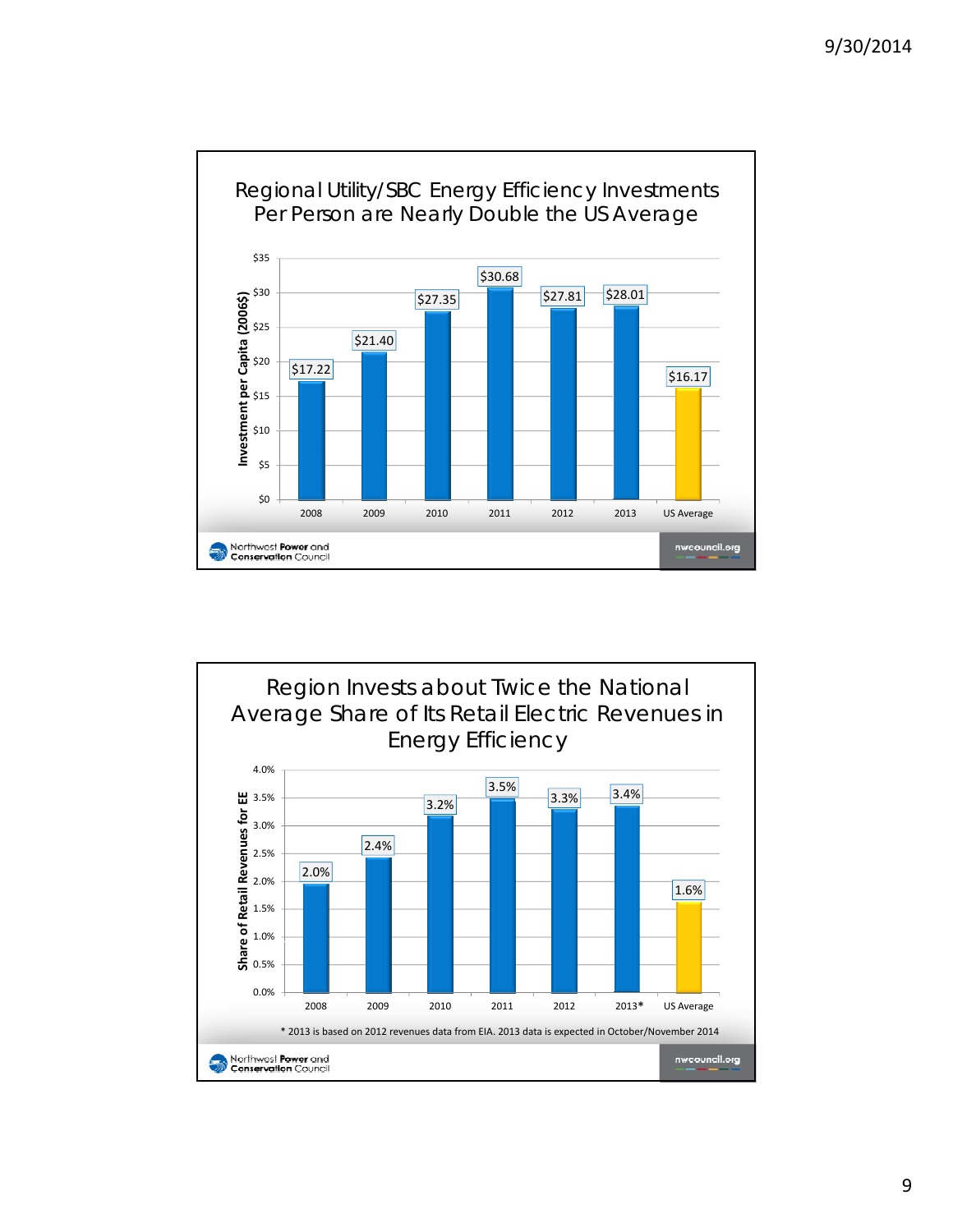## Regional Utility/SBC Energy Efficiency Investments Per Person are Nearly Double the US Average

| | Investment per Capita (2006$) |
|---|---|
| 2008 | $17.22 |
| 2009 | $21.40 |
| 2010 | $27.35 |
| 2011 | $30.68 |
| 2012 | $27.81 |
| 2013 | $28.01 |
| US Average | $16.17 |

Northwest Power and Conservation Council — nwcouncil.org

## Region Invests about Twice the National Average Share of Its Retail Electric Revenues in Energy Efficiency

| | Share of Retail Revenues for EE |
|---|---|
| 2008 | 2.0% |
| 2009 | 2.4% |
| 2010 | 3.2% |
| 2011 | 3.5% |
| 2012 | 3.3% |
| 2013* | 3.4% |
| US Average | 1.6% |

\* 2013 is based on 2012 revenues data from EIA. 2013 data is expected in October/November 2014

Northwest Power and Conservation Council — nwcouncil.org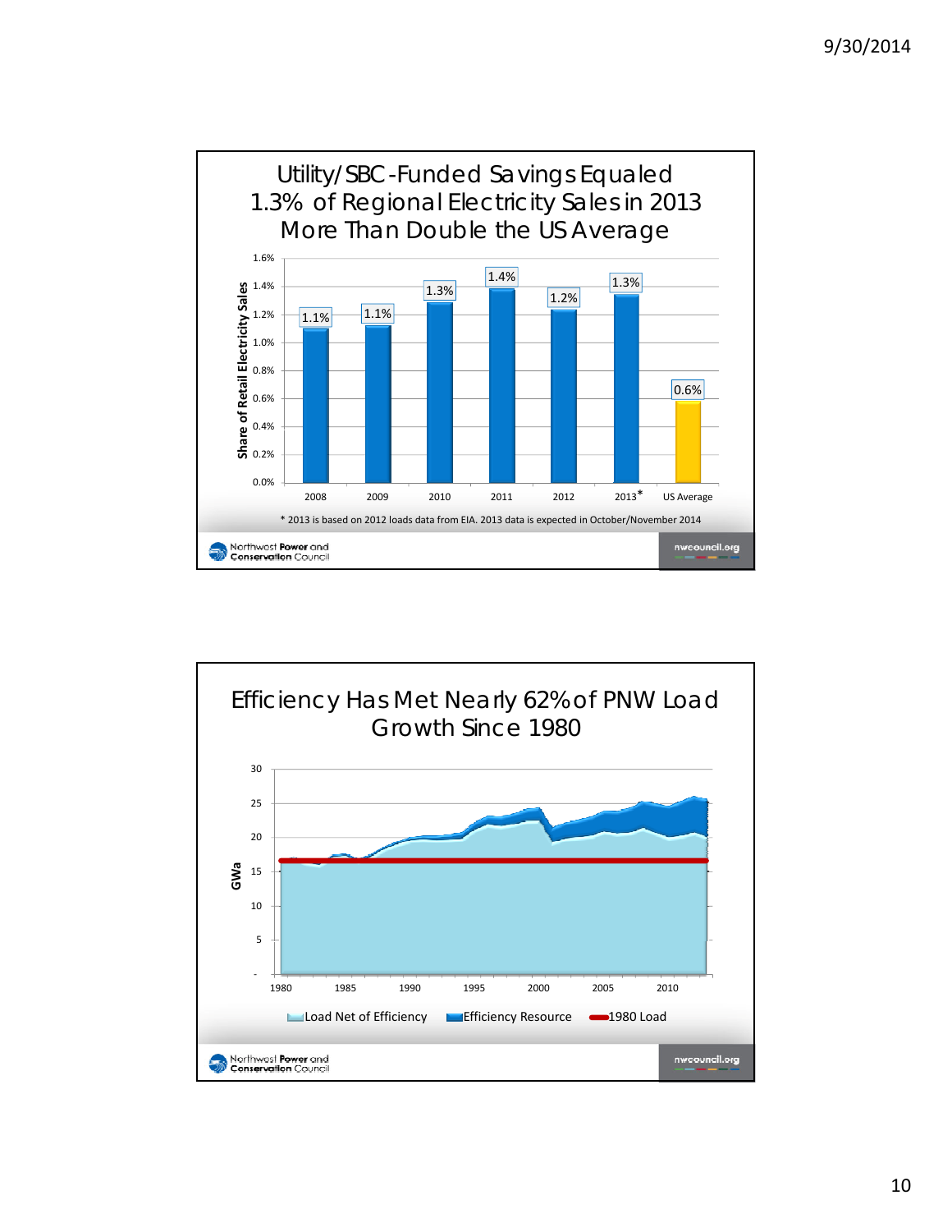## Utility/SBC-Funded Savings Equaled 1.3% of Regional Electricity Sales in 2013 More Than Double the US Average

| Year | Share of Retail Electricity Sales |
|---|---|
| 2008 | 1.1% |
| 2009 | 1.1% |
| 2010 | 1.3% |
| 2011 | 1.4% |
| 2012 | 1.2% |
| 2013* | 1.3% |
| US Average | 0.6% |

* 2013 is based on 2012 loads data from EIA. 2013 data is expected in October/November 2014

Northwest Power and Conservation Council — nwcouncil.org

## Efficiency Has Met Nearly 62% of PNW Load Growth Since 1980

GWa (0–30), 1980–2010

Legend: Load Net of Efficiency; Efficiency Resource; 1980 Load

Northwest Power and Conservation Council — nwcouncil.org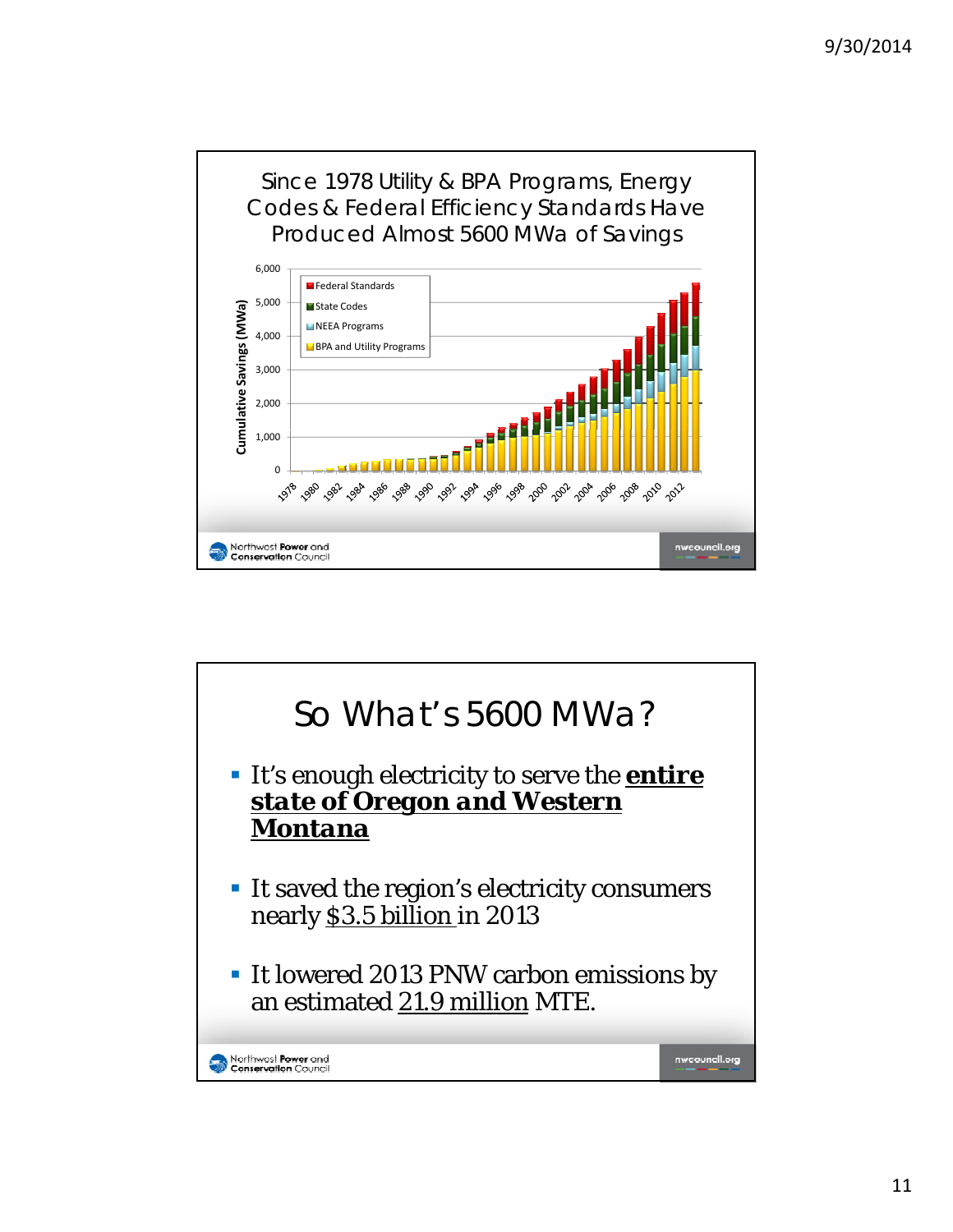## Since 1978 Utility & BPA Programs, Energy Codes & Federal Efficiency Standards Have Produced Almost 5600 MWa of Savings

## So What's 5600 MWa?

- It's enough electricity to serve the ***entire state of Oregon and Western Montana***
- It saved the region's electricity consumers nearly $3.5 billion in 2013
- It lowered 2013 PNW carbon emissions by an estimated 21.9 million MTE.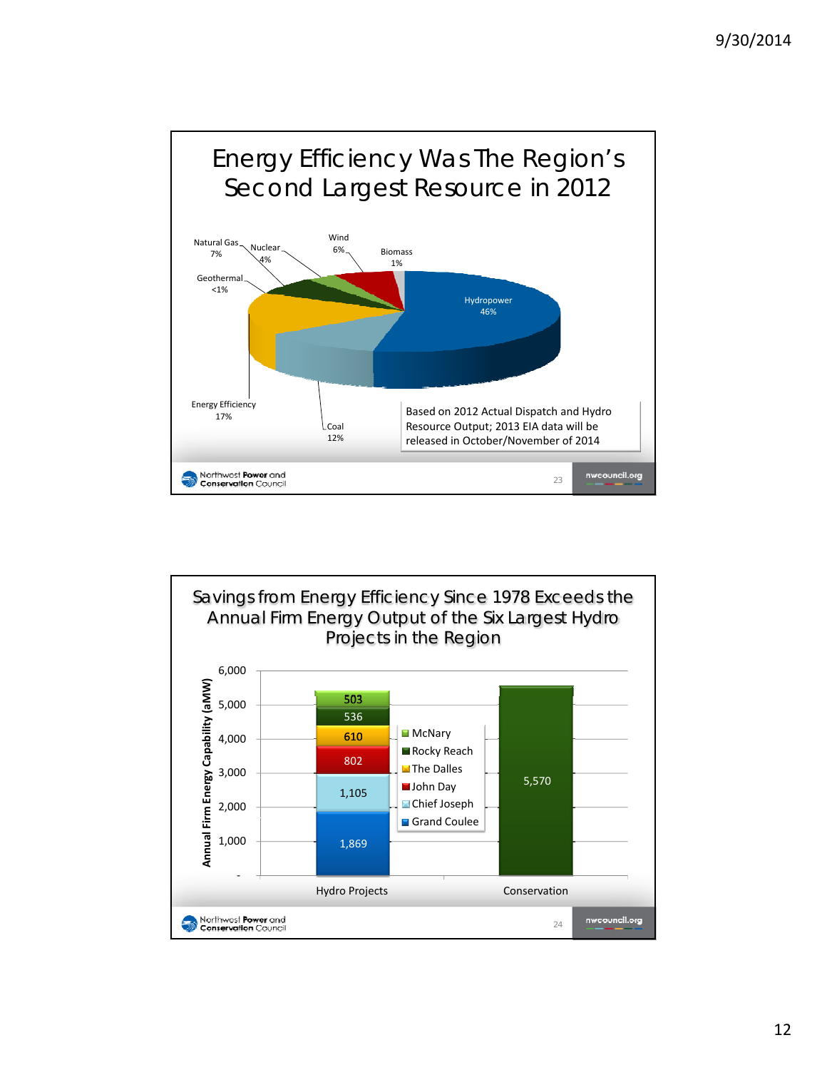# Energy Efficiency Was The Region's Second Largest Resource in 2012

| Resource | Share |
|---|---|
| Hydropower | 46% |
| Energy Efficiency | 17% |
| Coal | 12% |
| Natural Gas | 7% |
| Wind | 6% |
| Nuclear | 4% |
| Biomass | 1% |
| Geothermal | <1% |

Based on 2012 Actual Dispatch and Hydro Resource Output; 2013 EIA data will be released in October/November of 2014

Northwest Power and Conservation Council — nwcouncil.org

# Savings from Energy Efficiency Since 1978 Exceeds the Annual Firm Energy Output of the Six Largest Hydro Projects in the Region

Annual Firm Energy Capability (aMW)

| Project | Hydro Projects | Conservation |
|---|---|---|
| Grand Coulee | 1,869 | |
| Chief Joseph | 1,105 | |
| John Day | 802 | |
| The Dalles | 610 | |
| Rocky Reach | 536 | |
| McNary | 503 | |
| Conservation | | 5,570 |

Northwest Power and Conservation Council — nwcouncil.org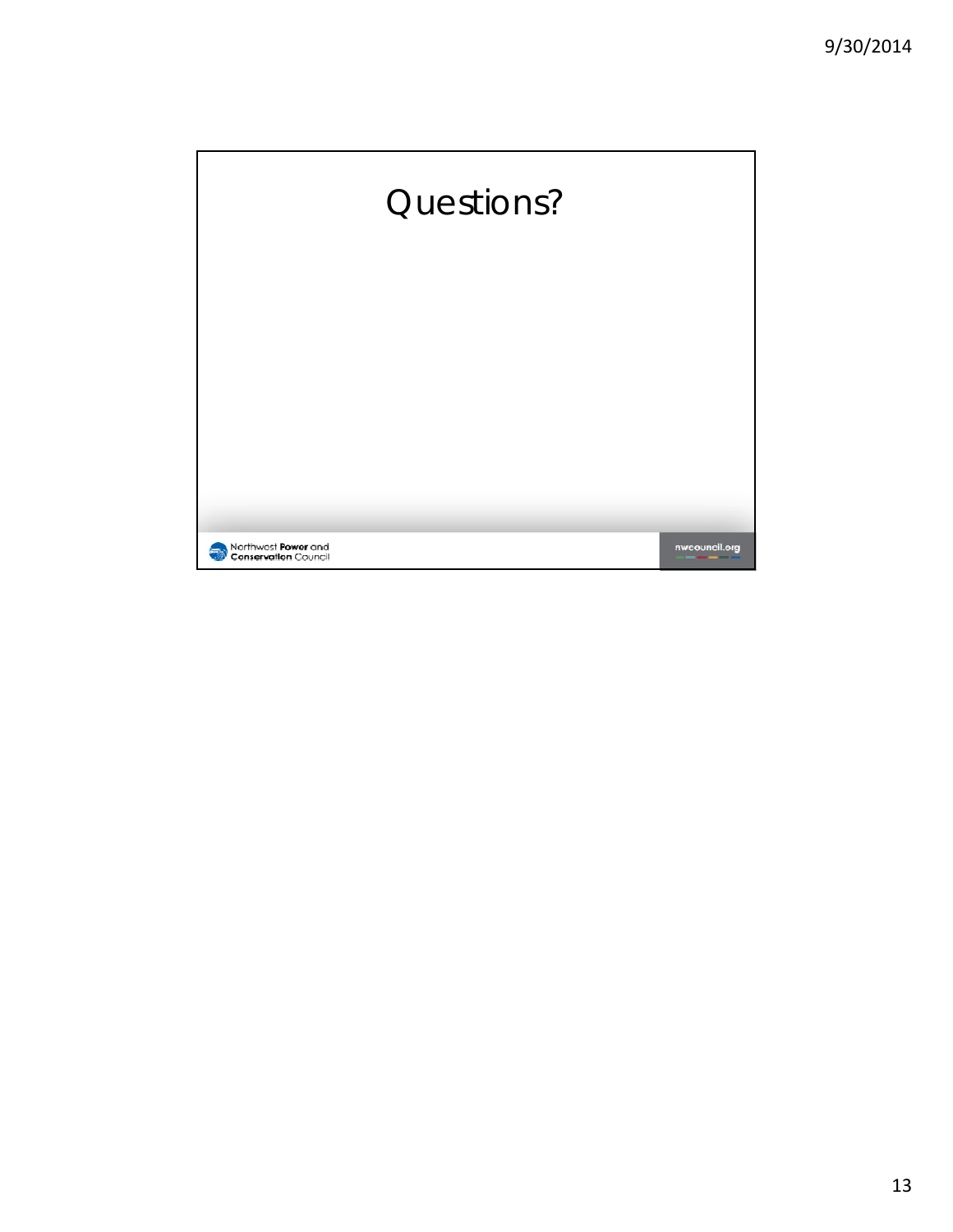# Questions?

Northwest **Power** and **Conservation** Council

nwcouncil.org